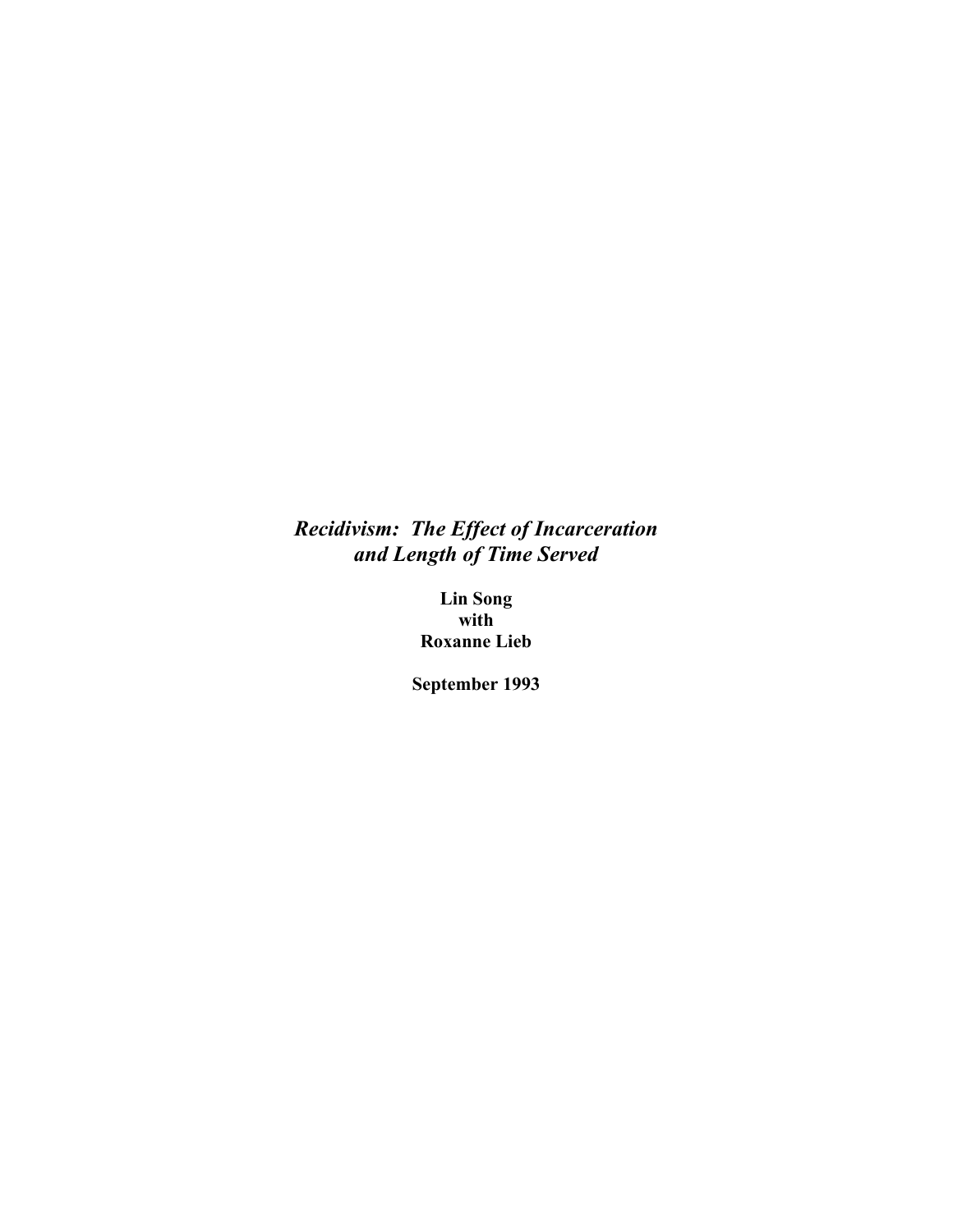# *Recidivism: The Effect of Incarceration and Length of Time Served*

**Lin Song**
**with**
**Roxanne Lieb**

**September 1993**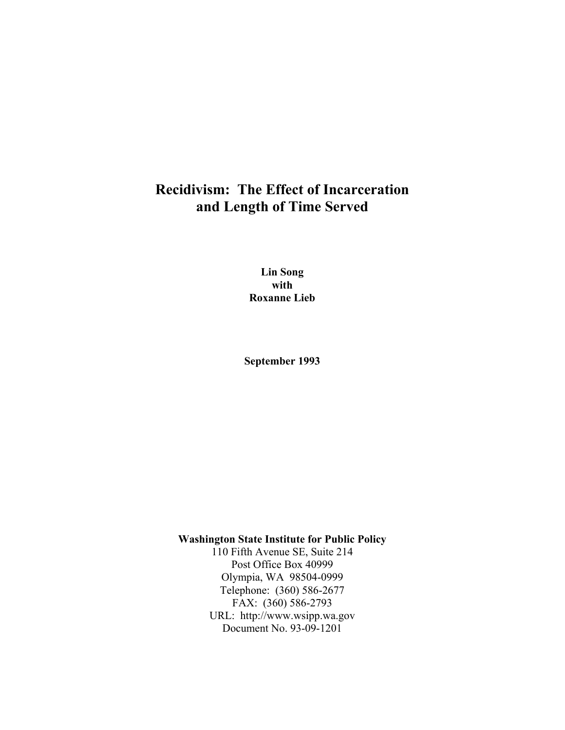# Recidivism: The Effect of Incarceration and Length of Time Served

**Lin Song**
**with**
**Roxanne Lieb**

**September 1993**

**Washington State Institute for Public Policy**
110 Fifth Avenue SE, Suite 214
Post Office Box 40999
Olympia, WA 98504-0999
Telephone: (360) 586-2677
FAX: (360) 586-2793
URL: http://www.wsipp.wa.gov
Document No. 93-09-1201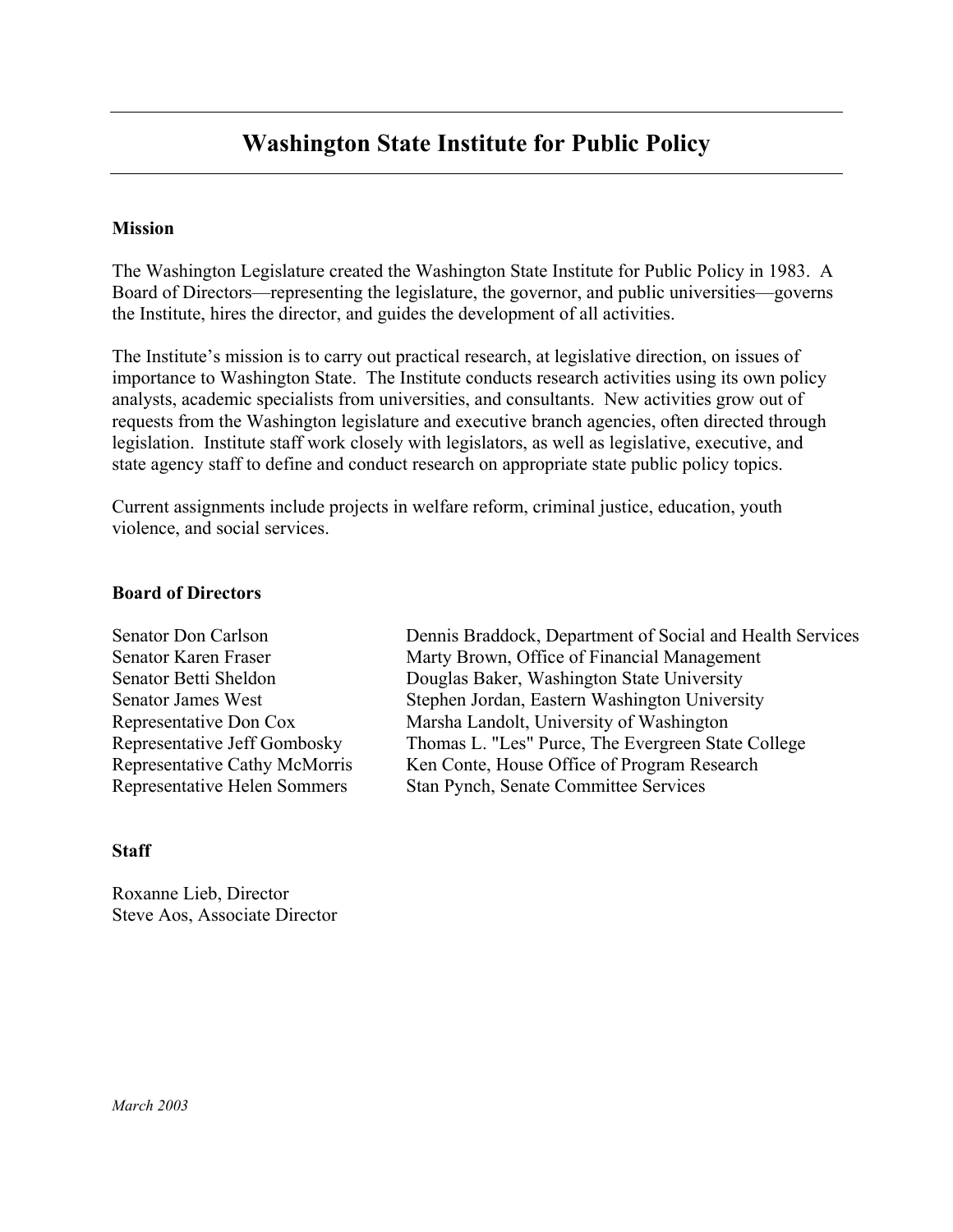# Washington State Institute for Public Policy

**Mission**

The Washington Legislature created the Washington State Institute for Public Policy in 1983. A Board of Directors—representing the legislature, the governor, and public universities—governs the Institute, hires the director, and guides the development of all activities.

The Institute's mission is to carry out practical research, at legislative direction, on issues of importance to Washington State. The Institute conducts research activities using its own policy analysts, academic specialists from universities, and consultants. New activities grow out of requests from the Washington legislature and executive branch agencies, often directed through legislation. Institute staff work closely with legislators, as well as legislative, executive, and state agency staff to define and conduct research on appropriate state public policy topics.

Current assignments include projects in welfare reform, criminal justice, education, youth violence, and social services.

**Board of Directors**

Senator Don Carlson
Senator Karen Fraser
Senator Betti Sheldon
Senator James West
Representative Don Cox
Representative Jeff Gombosky
Representative Cathy McMorris
Representative Helen Sommers

Dennis Braddock, Department of Social and Health Services
Marty Brown, Office of Financial Management
Douglas Baker, Washington State University
Stephen Jordan, Eastern Washington University
Marsha Landolt, University of Washington
Thomas L. "Les" Purce, The Evergreen State College
Ken Conte, House Office of Program Research
Stan Pynch, Senate Committee Services

**Staff**

Roxanne Lieb, Director
Steve Aos, Associate Director

*March 2003*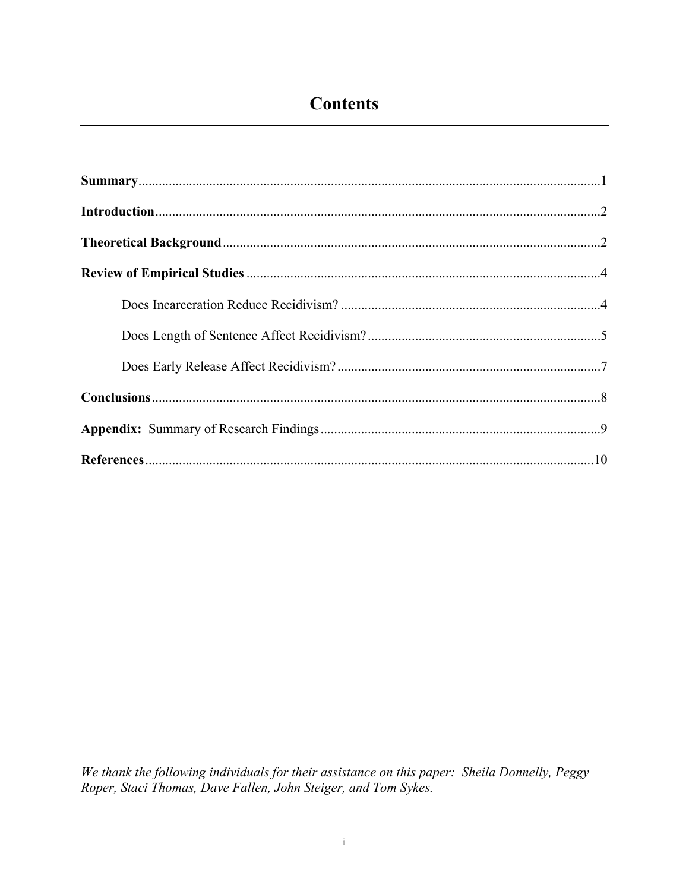# Contents

**Summary**......................................................................................................................1

**Introduction**...................................................................................................................2

**Theoretical Background**...............................................................................................2

**Review of Empirical Studies**........................................................................................4

Does Incarceration Reduce Recidivism?.............................................................................4

Does Length of Sentence Affect Recidivism?.....................................................................5

Does Early Release Affect Recidivism?..............................................................................7

**Conclusions**....................................................................................................................8

**Appendix:** Summary of Research Findings...................................................................9

**References**....................................................................................................................10

*We thank the following individuals for their assistance on this paper: Sheila Donnelly, Peggy Roper, Staci Thomas, Dave Fallen, John Steiger, and Tom Sykes.*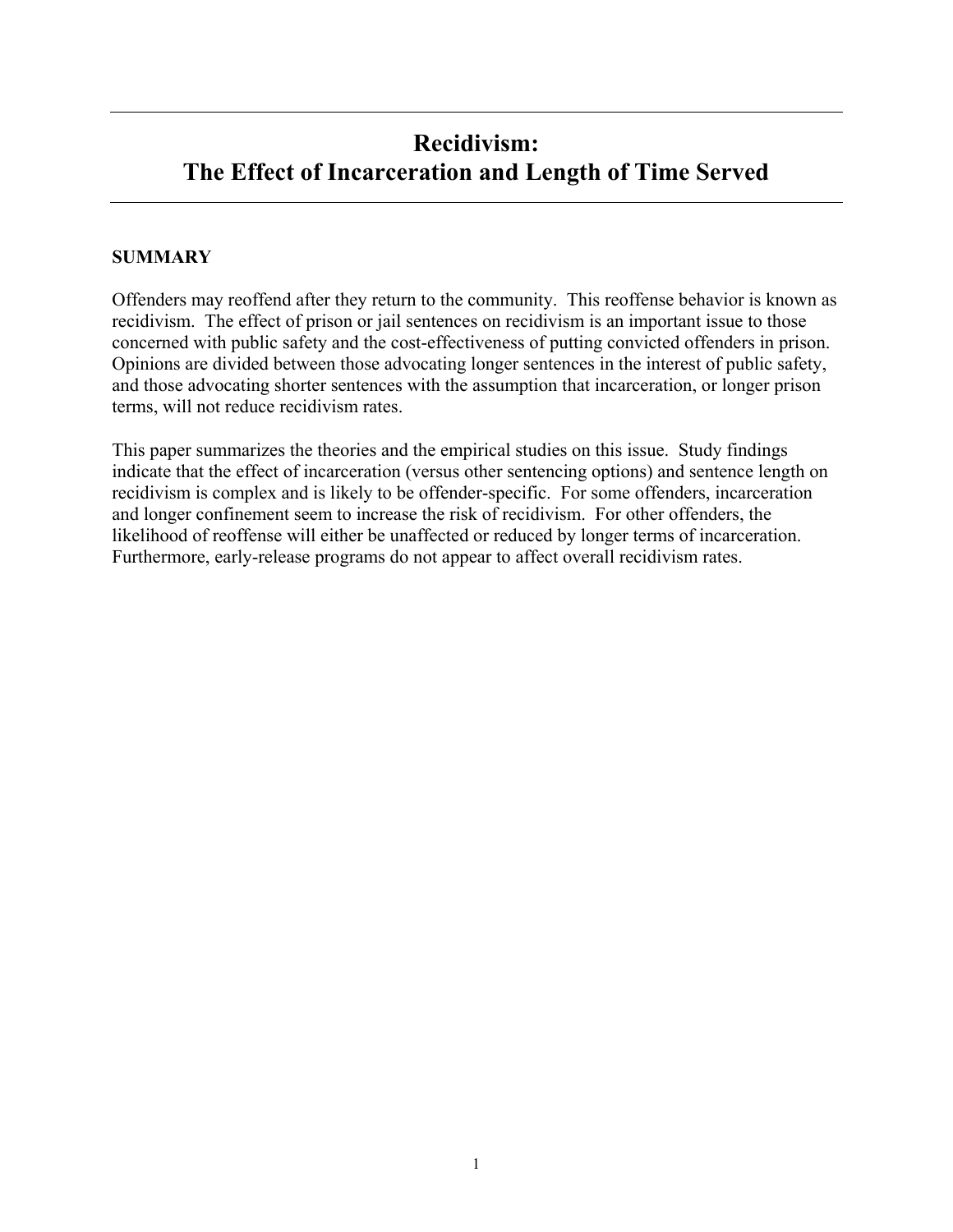# Recidivism: The Effect of Incarceration and Length of Time Served

## SUMMARY

Offenders may reoffend after they return to the community. This reoffense behavior is known as recidivism. The effect of prison or jail sentences on recidivism is an important issue to those concerned with public safety and the cost-effectiveness of putting convicted offenders in prison. Opinions are divided between those advocating longer sentences in the interest of public safety, and those advocating shorter sentences with the assumption that incarceration, or longer prison terms, will not reduce recidivism rates.

This paper summarizes the theories and the empirical studies on this issue. Study findings indicate that the effect of incarceration (versus other sentencing options) and sentence length on recidivism is complex and is likely to be offender-specific. For some offenders, incarceration and longer confinement seem to increase the risk of recidivism. For other offenders, the likelihood of reoffense will either be unaffected or reduced by longer terms of incarceration. Furthermore, early-release programs do not appear to affect overall recidivism rates.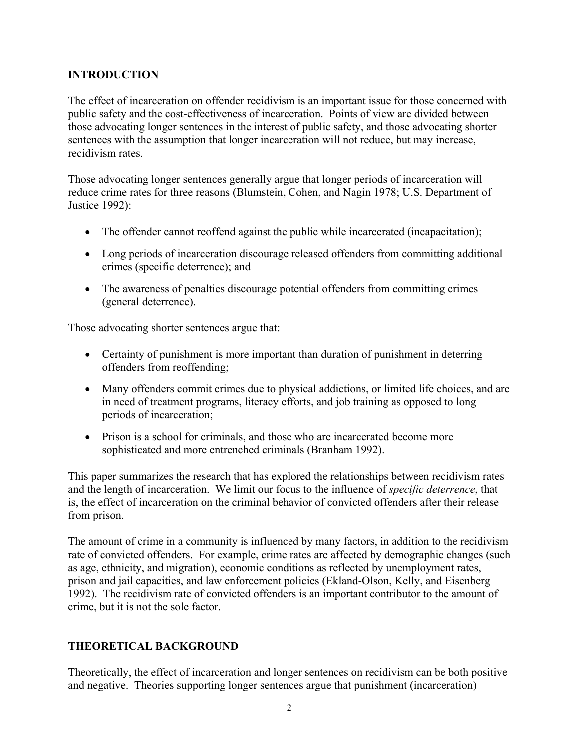## INTRODUCTION

The effect of incarceration on offender recidivism is an important issue for those concerned with public safety and the cost-effectiveness of incarceration. Points of view are divided between those advocating longer sentences in the interest of public safety, and those advocating shorter sentences with the assumption that longer incarceration will not reduce, but may increase, recidivism rates.

Those advocating longer sentences generally argue that longer periods of incarceration will reduce crime rates for three reasons (Blumstein, Cohen, and Nagin 1978; U.S. Department of Justice 1992):

- The offender cannot reoffend against the public while incarcerated (incapacitation);
- Long periods of incarceration discourage released offenders from committing additional crimes (specific deterrence); and
- The awareness of penalties discourage potential offenders from committing crimes (general deterrence).

Those advocating shorter sentences argue that:

- Certainty of punishment is more important than duration of punishment in deterring offenders from reoffending;
- Many offenders commit crimes due to physical addictions, or limited life choices, and are in need of treatment programs, literacy efforts, and job training as opposed to long periods of incarceration;
- Prison is a school for criminals, and those who are incarcerated become more sophisticated and more entrenched criminals (Branham 1992).

This paper summarizes the research that has explored the relationships between recidivism rates and the length of incarceration. We limit our focus to the influence of *specific deterrence*, that is, the effect of incarceration on the criminal behavior of convicted offenders after their release from prison.

The amount of crime in a community is influenced by many factors, in addition to the recidivism rate of convicted offenders. For example, crime rates are affected by demographic changes (such as age, ethnicity, and migration), economic conditions as reflected by unemployment rates, prison and jail capacities, and law enforcement policies (Ekland-Olson, Kelly, and Eisenberg 1992). The recidivism rate of convicted offenders is an important contributor to the amount of crime, but it is not the sole factor.

## THEORETICAL BACKGROUND

Theoretically, the effect of incarceration and longer sentences on recidivism can be both positive and negative. Theories supporting longer sentences argue that punishment (incarceration)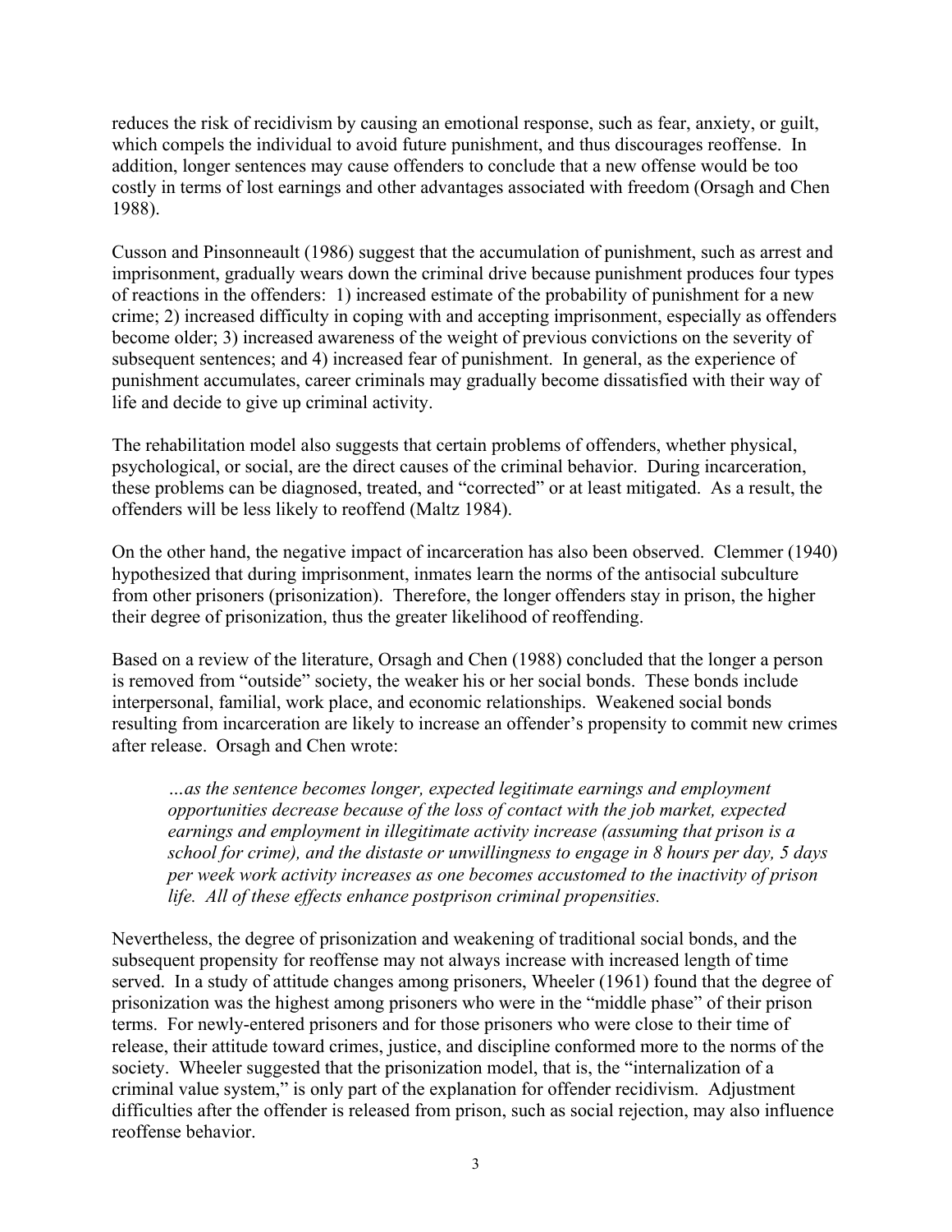reduces the risk of recidivism by causing an emotional response, such as fear, anxiety, or guilt, which compels the individual to avoid future punishment, and thus discourages reoffense. In addition, longer sentences may cause offenders to conclude that a new offense would be too costly in terms of lost earnings and other advantages associated with freedom (Orsagh and Chen 1988).

Cusson and Pinsonneault (1986) suggest that the accumulation of punishment, such as arrest and imprisonment, gradually wears down the criminal drive because punishment produces four types of reactions in the offenders: 1) increased estimate of the probability of punishment for a new crime; 2) increased difficulty in coping with and accepting imprisonment, especially as offenders become older; 3) increased awareness of the weight of previous convictions on the severity of subsequent sentences; and 4) increased fear of punishment. In general, as the experience of punishment accumulates, career criminals may gradually become dissatisfied with their way of life and decide to give up criminal activity.

The rehabilitation model also suggests that certain problems of offenders, whether physical, psychological, or social, are the direct causes of the criminal behavior. During incarceration, these problems can be diagnosed, treated, and "corrected" or at least mitigated. As a result, the offenders will be less likely to reoffend (Maltz 1984).

On the other hand, the negative impact of incarceration has also been observed. Clemmer (1940) hypothesized that during imprisonment, inmates learn the norms of the antisocial subculture from other prisoners (prisonization). Therefore, the longer offenders stay in prison, the higher their degree of prisonization, thus the greater likelihood of reoffending.

Based on a review of the literature, Orsagh and Chen (1988) concluded that the longer a person is removed from "outside" society, the weaker his or her social bonds. These bonds include interpersonal, familial, work place, and economic relationships. Weakened social bonds resulting from incarceration are likely to increase an offender's propensity to commit new crimes after release. Orsagh and Chen wrote:

> *…as the sentence becomes longer, expected legitimate earnings and employment opportunities decrease because of the loss of contact with the job market, expected earnings and employment in illegitimate activity increase (assuming that prison is a school for crime), and the distaste or unwillingness to engage in 8 hours per day, 5 days per week work activity increases as one becomes accustomed to the inactivity of prison life. All of these effects enhance postprison criminal propensities.*

Nevertheless, the degree of prisonization and weakening of traditional social bonds, and the subsequent propensity for reoffense may not always increase with increased length of time served. In a study of attitude changes among prisoners, Wheeler (1961) found that the degree of prisonization was the highest among prisoners who were in the "middle phase" of their prison terms. For newly-entered prisoners and for those prisoners who were close to their time of release, their attitude toward crimes, justice, and discipline conformed more to the norms of the society. Wheeler suggested that the prisonization model, that is, the "internalization of a criminal value system," is only part of the explanation for offender recidivism. Adjustment difficulties after the offender is released from prison, such as social rejection, may also influence reoffense behavior.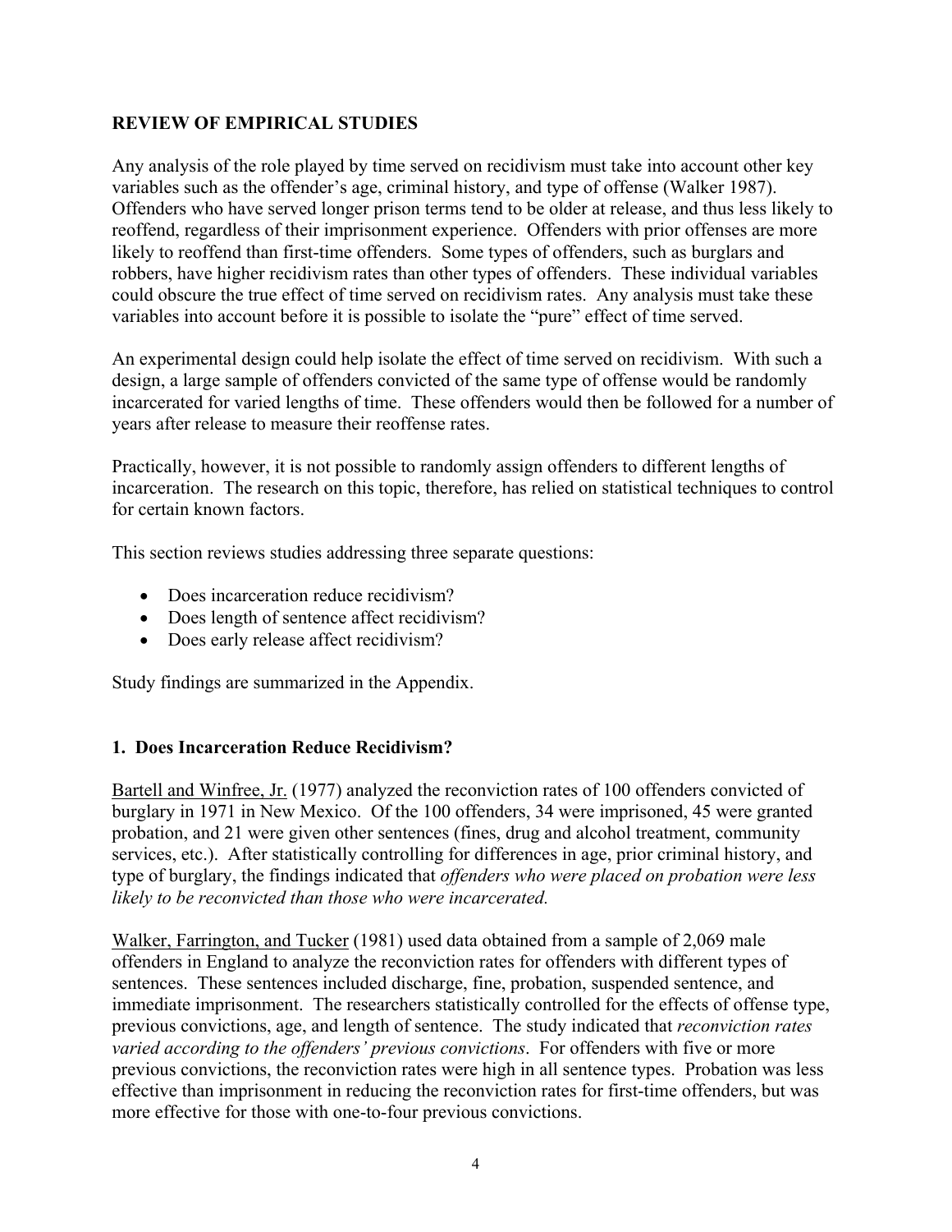## REVIEW OF EMPIRICAL STUDIES

Any analysis of the role played by time served on recidivism must take into account other key variables such as the offender's age, criminal history, and type of offense (Walker 1987). Offenders who have served longer prison terms tend to be older at release, and thus less likely to reoffend, regardless of their imprisonment experience. Offenders with prior offenses are more likely to reoffend than first-time offenders. Some types of offenders, such as burglars and robbers, have higher recidivism rates than other types of offenders. These individual variables could obscure the true effect of time served on recidivism rates. Any analysis must take these variables into account before it is possible to isolate the "pure" effect of time served.

An experimental design could help isolate the effect of time served on recidivism. With such a design, a large sample of offenders convicted of the same type of offense would be randomly incarcerated for varied lengths of time. These offenders would then be followed for a number of years after release to measure their reoffense rates.

Practically, however, it is not possible to randomly assign offenders to different lengths of incarceration. The research on this topic, therefore, has relied on statistical techniques to control for certain known factors.

This section reviews studies addressing three separate questions:

- Does incarceration reduce recidivism?
- Does length of sentence affect recidivism?
- Does early release affect recidivism?

Study findings are summarized in the Appendix.

### 1. Does Incarceration Reduce Recidivism?

Bartell and Winfree, Jr. (1977) analyzed the reconviction rates of 100 offenders convicted of burglary in 1971 in New Mexico. Of the 100 offenders, 34 were imprisoned, 45 were granted probation, and 21 were given other sentences (fines, drug and alcohol treatment, community services, etc.). After statistically controlling for differences in age, prior criminal history, and type of burglary, the findings indicated that *offenders who were placed on probation were less likely to be reconvicted than those who were incarcerated.*

Walker, Farrington, and Tucker (1981) used data obtained from a sample of 2,069 male offenders in England to analyze the reconviction rates for offenders with different types of sentences. These sentences included discharge, fine, probation, suspended sentence, and immediate imprisonment. The researchers statistically controlled for the effects of offense type, previous convictions, age, and length of sentence. The study indicated that *reconviction rates varied according to the offenders' previous convictions*. For offenders with five or more previous convictions, the reconviction rates were high in all sentence types. Probation was less effective than imprisonment in reducing the reconviction rates for first-time offenders, but was more effective for those with one-to-four previous convictions.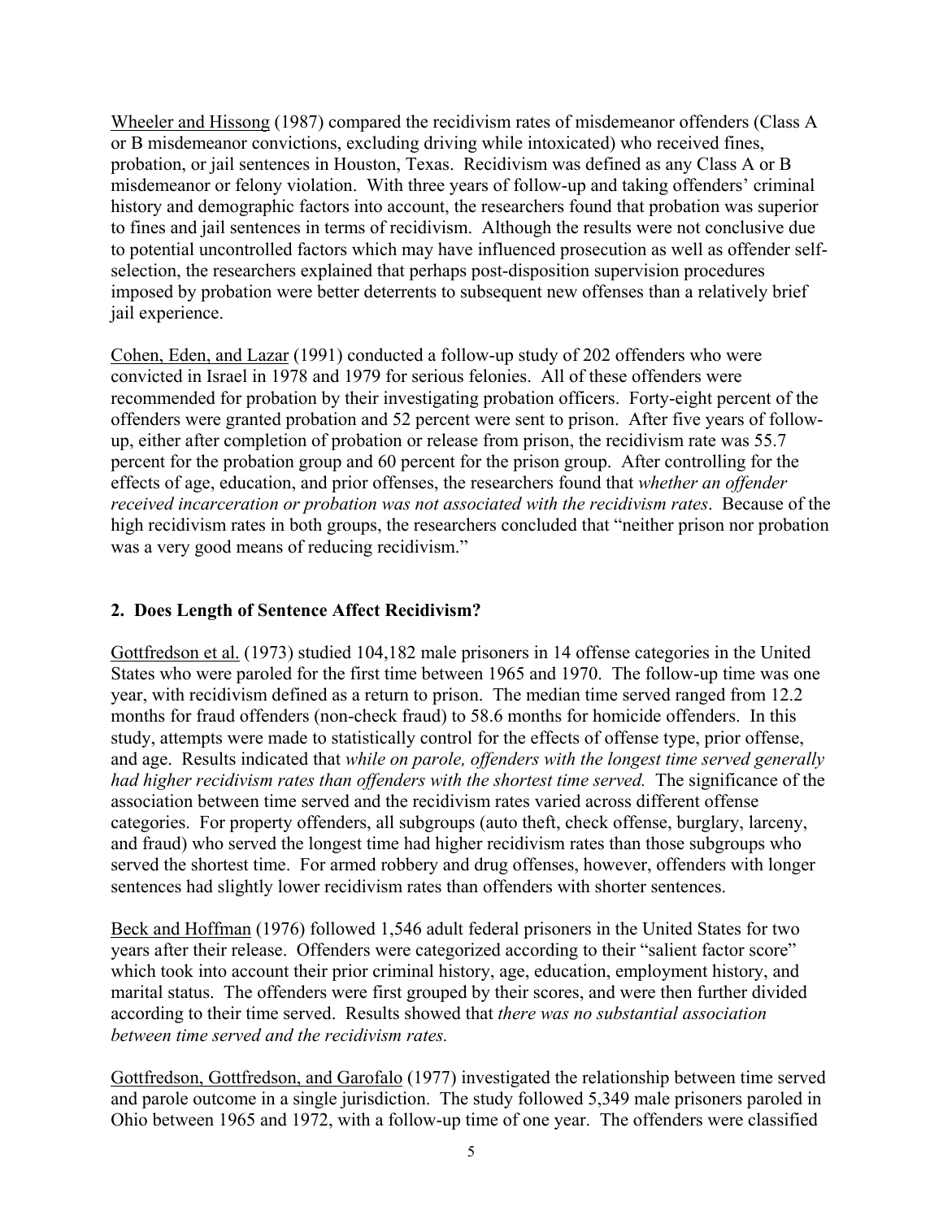Wheeler and Hissong (1987) compared the recidivism rates of misdemeanor offenders (Class A or B misdemeanor convictions, excluding driving while intoxicated) who received fines, probation, or jail sentences in Houston, Texas. Recidivism was defined as any Class A or B misdemeanor or felony violation. With three years of follow-up and taking offenders' criminal history and demographic factors into account, the researchers found that probation was superior to fines and jail sentences in terms of recidivism. Although the results were not conclusive due to potential uncontrolled factors which may have influenced prosecution as well as offender self-selection, the researchers explained that perhaps post-disposition supervision procedures imposed by probation were better deterrents to subsequent new offenses than a relatively brief jail experience.

Cohen, Eden, and Lazar (1991) conducted a follow-up study of 202 offenders who were convicted in Israel in 1978 and 1979 for serious felonies. All of these offenders were recommended for probation by their investigating probation officers. Forty-eight percent of the offenders were granted probation and 52 percent were sent to prison. After five years of follow-up, either after completion of probation or release from prison, the recidivism rate was 55.7 percent for the probation group and 60 percent for the prison group. After controlling for the effects of age, education, and prior offenses, the researchers found that *whether an offender received incarceration or probation was not associated with the recidivism rates*. Because of the high recidivism rates in both groups, the researchers concluded that "neither prison nor probation was a very good means of reducing recidivism."

## 2. Does Length of Sentence Affect Recidivism?

Gottfredson et al. (1973) studied 104,182 male prisoners in 14 offense categories in the United States who were paroled for the first time between 1965 and 1970. The follow-up time was one year, with recidivism defined as a return to prison. The median time served ranged from 12.2 months for fraud offenders (non-check fraud) to 58.6 months for homicide offenders. In this study, attempts were made to statistically control for the effects of offense type, prior offense, and age. Results indicated that *while on parole, offenders with the longest time served generally had higher recidivism rates than offenders with the shortest time served.* The significance of the association between time served and the recidivism rates varied across different offense categories. For property offenders, all subgroups (auto theft, check offense, burglary, larceny, and fraud) who served the longest time had higher recidivism rates than those subgroups who served the shortest time. For armed robbery and drug offenses, however, offenders with longer sentences had slightly lower recidivism rates than offenders with shorter sentences.

Beck and Hoffman (1976) followed 1,546 adult federal prisoners in the United States for two years after their release. Offenders were categorized according to their "salient factor score" which took into account their prior criminal history, age, education, employment history, and marital status. The offenders were first grouped by their scores, and were then further divided according to their time served. Results showed that *there was no substantial association between time served and the recidivism rates.*

Gottfredson, Gottfredson, and Garofalo (1977) investigated the relationship between time served and parole outcome in a single jurisdiction. The study followed 5,349 male prisoners paroled in Ohio between 1965 and 1972, with a follow-up time of one year. The offenders were classified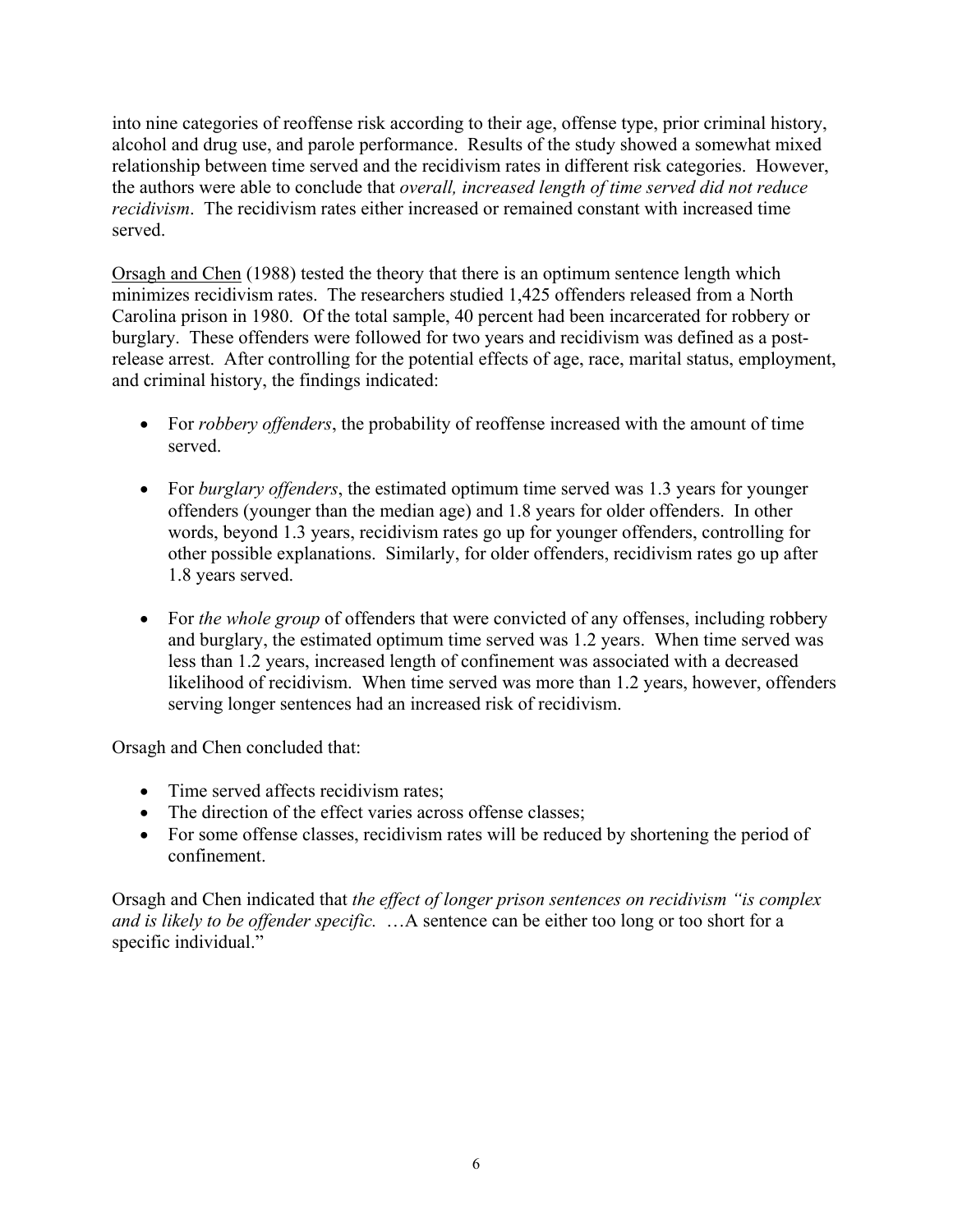into nine categories of reoffense risk according to their age, offense type, prior criminal history, alcohol and drug use, and parole performance. Results of the study showed a somewhat mixed relationship between time served and the recidivism rates in different risk categories. However, the authors were able to conclude that *overall, increased length of time served did not reduce recidivism*. The recidivism rates either increased or remained constant with increased time served.

Orsagh and Chen (1988) tested the theory that there is an optimum sentence length which minimizes recidivism rates. The researchers studied 1,425 offenders released from a North Carolina prison in 1980. Of the total sample, 40 percent had been incarcerated for robbery or burglary. These offenders were followed for two years and recidivism was defined as a post-release arrest. After controlling for the potential effects of age, race, marital status, employment, and criminal history, the findings indicated:

- For *robbery offenders*, the probability of reoffense increased with the amount of time served.
- For *burglary offenders*, the estimated optimum time served was 1.3 years for younger offenders (younger than the median age) and 1.8 years for older offenders. In other words, beyond 1.3 years, recidivism rates go up for younger offenders, controlling for other possible explanations. Similarly, for older offenders, recidivism rates go up after 1.8 years served.
- For *the whole group* of offenders that were convicted of any offenses, including robbery and burglary, the estimated optimum time served was 1.2 years. When time served was less than 1.2 years, increased length of confinement was associated with a decreased likelihood of recidivism. When time served was more than 1.2 years, however, offenders serving longer sentences had an increased risk of recidivism.

Orsagh and Chen concluded that:

- Time served affects recidivism rates;
- The direction of the effect varies across offense classes;
- For some offense classes, recidivism rates will be reduced by shortening the period of confinement.

Orsagh and Chen indicated that *the effect of longer prison sentences on recidivism "is complex and is likely to be offender specific.* …A sentence can be either too long or too short for a specific individual."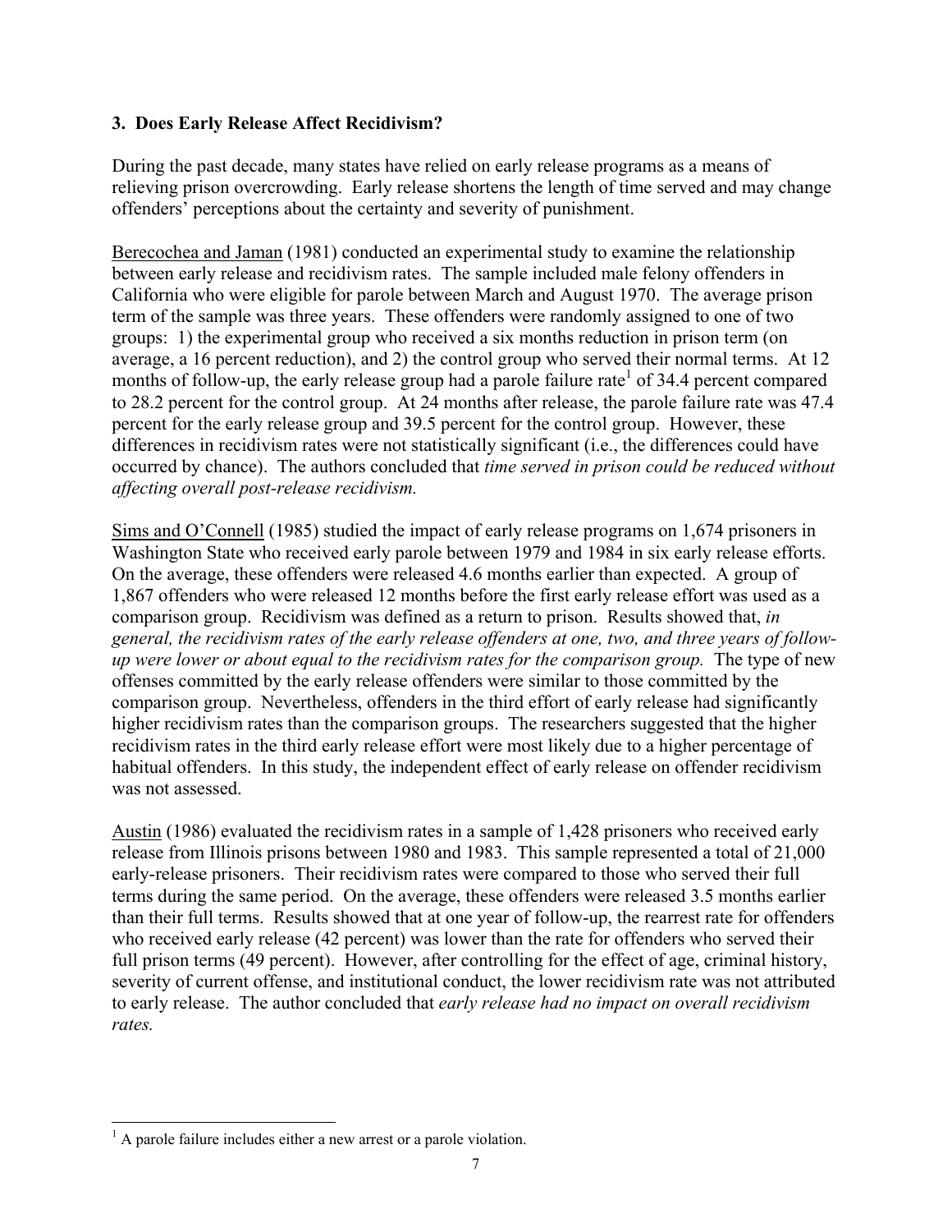### 3. Does Early Release Affect Recidivism?

During the past decade, many states have relied on early release programs as a means of relieving prison overcrowding. Early release shortens the length of time served and may change offenders' perceptions about the certainty and severity of punishment.

Berecochea and Jaman (1981) conducted an experimental study to examine the relationship between early release and recidivism rates. The sample included male felony offenders in California who were eligible for parole between March and August 1970. The average prison term of the sample was three years. These offenders were randomly assigned to one of two groups: 1) the experimental group who received a six months reduction in prison term (on average, a 16 percent reduction), and 2) the control group who served their normal terms. At 12 months of follow-up, the early release group had a parole failure rate[1] of 34.4 percent compared to 28.2 percent for the control group. At 24 months after release, the parole failure rate was 47.4 percent for the early release group and 39.5 percent for the control group. However, these differences in recidivism rates were not statistically significant (i.e., the differences could have occurred by chance). The authors concluded that *time served in prison could be reduced without affecting overall post-release recidivism.*

Sims and O'Connell (1985) studied the impact of early release programs on 1,674 prisoners in Washington State who received early parole between 1979 and 1984 in six early release efforts. On the average, these offenders were released 4.6 months earlier than expected. A group of 1,867 offenders who were released 12 months before the first early release effort was used as a comparison group. Recidivism was defined as a return to prison. Results showed that, *in general, the recidivism rates of the early release offenders at one, two, and three years of follow-up were lower or about equal to the recidivism rates for the comparison group.* The type of new offenses committed by the early release offenders were similar to those committed by the comparison group. Nevertheless, offenders in the third effort of early release had significantly higher recidivism rates than the comparison groups. The researchers suggested that the higher recidivism rates in the third early release effort were most likely due to a higher percentage of habitual offenders. In this study, the independent effect of early release on offender recidivism was not assessed.

Austin (1986) evaluated the recidivism rates in a sample of 1,428 prisoners who received early release from Illinois prisons between 1980 and 1983. This sample represented a total of 21,000 early-release prisoners. Their recidivism rates were compared to those who served their full terms during the same period. On the average, these offenders were released 3.5 months earlier than their full terms. Results showed that at one year of follow-up, the rearrest rate for offenders who received early release (42 percent) was lower than the rate for offenders who served their full prison terms (49 percent). However, after controlling for the effect of age, criminal history, severity of current offense, and institutional conduct, the lower recidivism rate was not attributed to early release. The author concluded that *early release had no impact on overall recidivism rates.*

---

[1] A parole failure includes either a new arrest or a parole violation.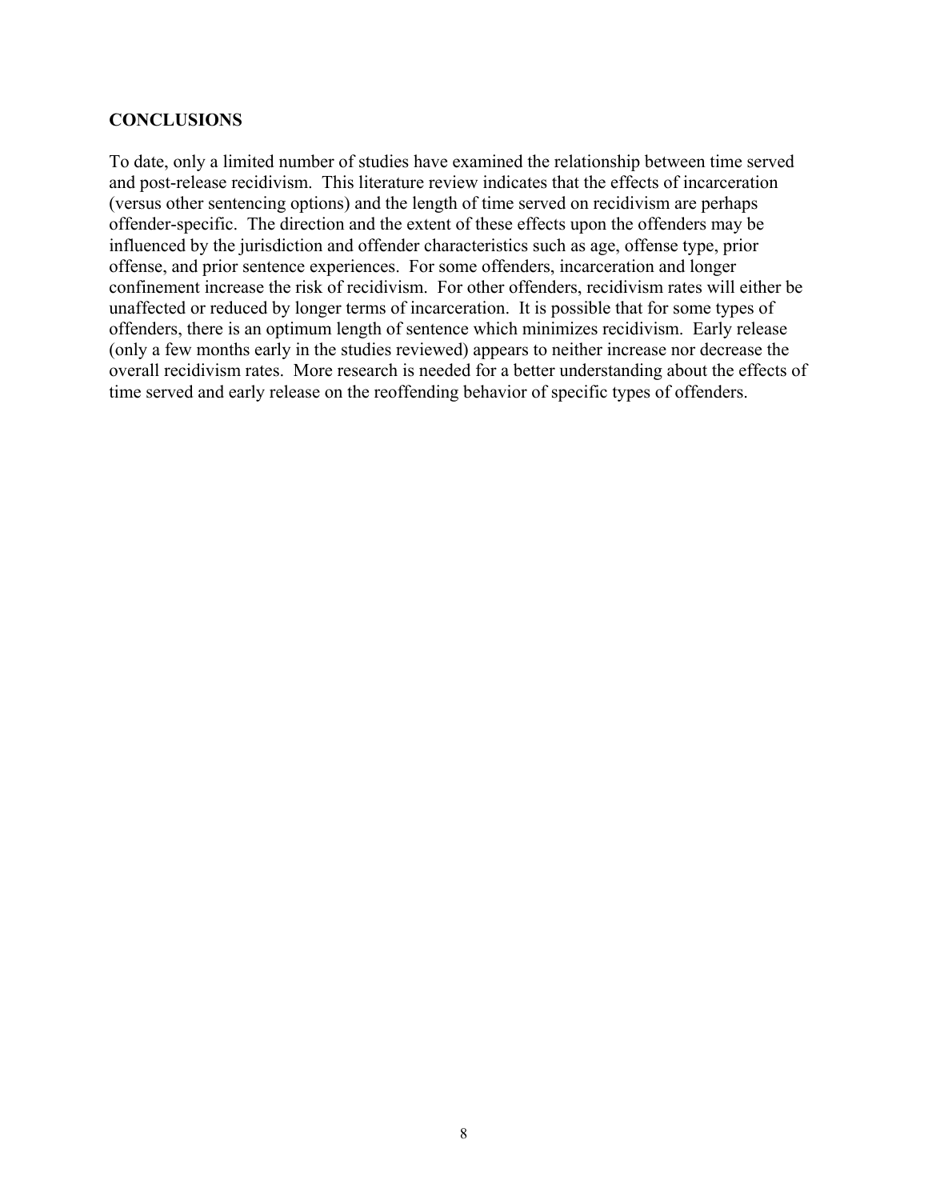## CONCLUSIONS

To date, only a limited number of studies have examined the relationship between time served and post-release recidivism. This literature review indicates that the effects of incarceration (versus other sentencing options) and the length of time served on recidivism are perhaps offender-specific. The direction and the extent of these effects upon the offenders may be influenced by the jurisdiction and offender characteristics such as age, offense type, prior offense, and prior sentence experiences. For some offenders, incarceration and longer confinement increase the risk of recidivism. For other offenders, recidivism rates will either be unaffected or reduced by longer terms of incarceration. It is possible that for some types of offenders, there is an optimum length of sentence which minimizes recidivism. Early release (only a few months early in the studies reviewed) appears to neither increase nor decrease the overall recidivism rates. More research is needed for a better understanding about the effects of time served and early release on the reoffending behavior of specific types of offenders.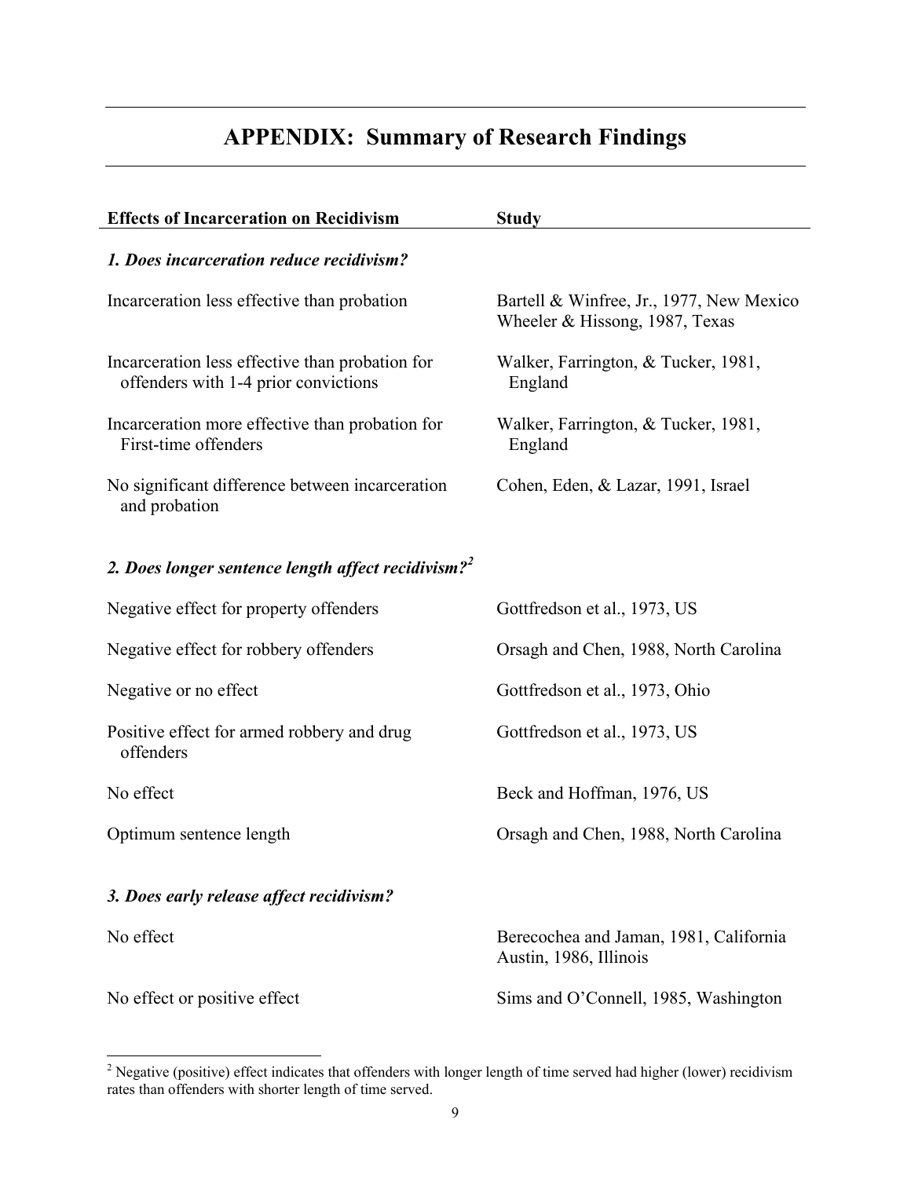# APPENDIX: Summary of Research Findings

| Effects of Incarceration on Recidivism | Study |
|---|---|
| ***1. Does incarceration reduce recidivism?*** | |
| Incarceration less effective than probation | Bartell & Winfree, Jr., 1977, New Mexico<br>Wheeler & Hissong, 1987, Texas |
| Incarceration less effective than probation for offenders with 1-4 prior convictions | Walker, Farrington, & Tucker, 1981, England |
| Incarceration more effective than probation for First-time offenders | Walker, Farrington, & Tucker, 1981, England |
| No significant difference between incarceration and probation | Cohen, Eden, & Lazar, 1991, Israel |
| ***2. Does longer sentence length affect recidivism?***[2] | |
| Negative effect for property offenders | Gottfredson et al., 1973, US |
| Negative effect for robbery offenders | Orsagh and Chen, 1988, North Carolina |
| Negative or no effect | Gottfredson et al., 1973, Ohio |
| Positive effect for armed robbery and drug offenders | Gottfredson et al., 1973, US |
| No effect | Beck and Hoffman, 1976, US |
| Optimum sentence length | Orsagh and Chen, 1988, North Carolina |
| ***3. Does early release affect recidivism?*** | |
| No effect | Berecochea and Jaman, 1981, California<br>Austin, 1986, Illinois |
| No effect or positive effect | Sims and O'Connell, 1985, Washington |

[2] Negative (positive) effect indicates that offenders with longer length of time served had higher (lower) recidivism rates than offenders with shorter length of time served.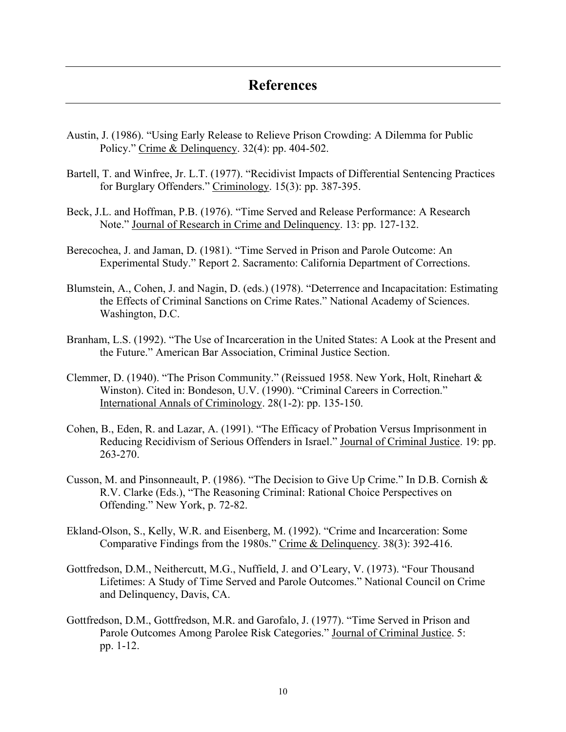# References

Austin, J. (1986). "Using Early Release to Relieve Prison Crowding: A Dilemma for Public Policy." Crime & Delinquency. 32(4): pp. 404-502.

Bartell, T. and Winfree, Jr. L.T. (1977). "Recidivist Impacts of Differential Sentencing Practices for Burglary Offenders." Criminology. 15(3): pp. 387-395.

Beck, J.L. and Hoffman, P.B. (1976). "Time Served and Release Performance: A Research Note." Journal of Research in Crime and Delinquency. 13: pp. 127-132.

Berecochea, J. and Jaman, D. (1981). "Time Served in Prison and Parole Outcome: An Experimental Study." Report 2. Sacramento: California Department of Corrections.

Blumstein, A., Cohen, J. and Nagin, D. (eds.) (1978). "Deterrence and Incapacitation: Estimating the Effects of Criminal Sanctions on Crime Rates." National Academy of Sciences. Washington, D.C.

Branham, L.S. (1992). "The Use of Incarceration in the United States: A Look at the Present and the Future." American Bar Association, Criminal Justice Section.

Clemmer, D. (1940). "The Prison Community." (Reissued 1958. New York, Holt, Rinehart & Winston). Cited in: Bondeson, U.V. (1990). "Criminal Careers in Correction." International Annals of Criminology. 28(1-2): pp. 135-150.

Cohen, B., Eden, R. and Lazar, A. (1991). "The Efficacy of Probation Versus Imprisonment in Reducing Recidivism of Serious Offenders in Israel." Journal of Criminal Justice. 19: pp. 263-270.

Cusson, M. and Pinsonneault, P. (1986). "The Decision to Give Up Crime." In D.B. Cornish & R.V. Clarke (Eds.), "The Reasoning Criminal: Rational Choice Perspectives on Offending." New York, p. 72-82.

Ekland-Olson, S., Kelly, W.R. and Eisenberg, M. (1992). "Crime and Incarceration: Some Comparative Findings from the 1980s." Crime & Delinquency. 38(3): 392-416.

Gottfredson, D.M., Neithercutt, M.G., Nuffield, J. and O'Leary, V. (1973). "Four Thousand Lifetimes: A Study of Time Served and Parole Outcomes." National Council on Crime and Delinquency, Davis, CA.

Gottfredson, D.M., Gottfredson, M.R. and Garofalo, J. (1977). "Time Served in Prison and Parole Outcomes Among Parolee Risk Categories." Journal of Criminal Justice. 5: pp. 1-12.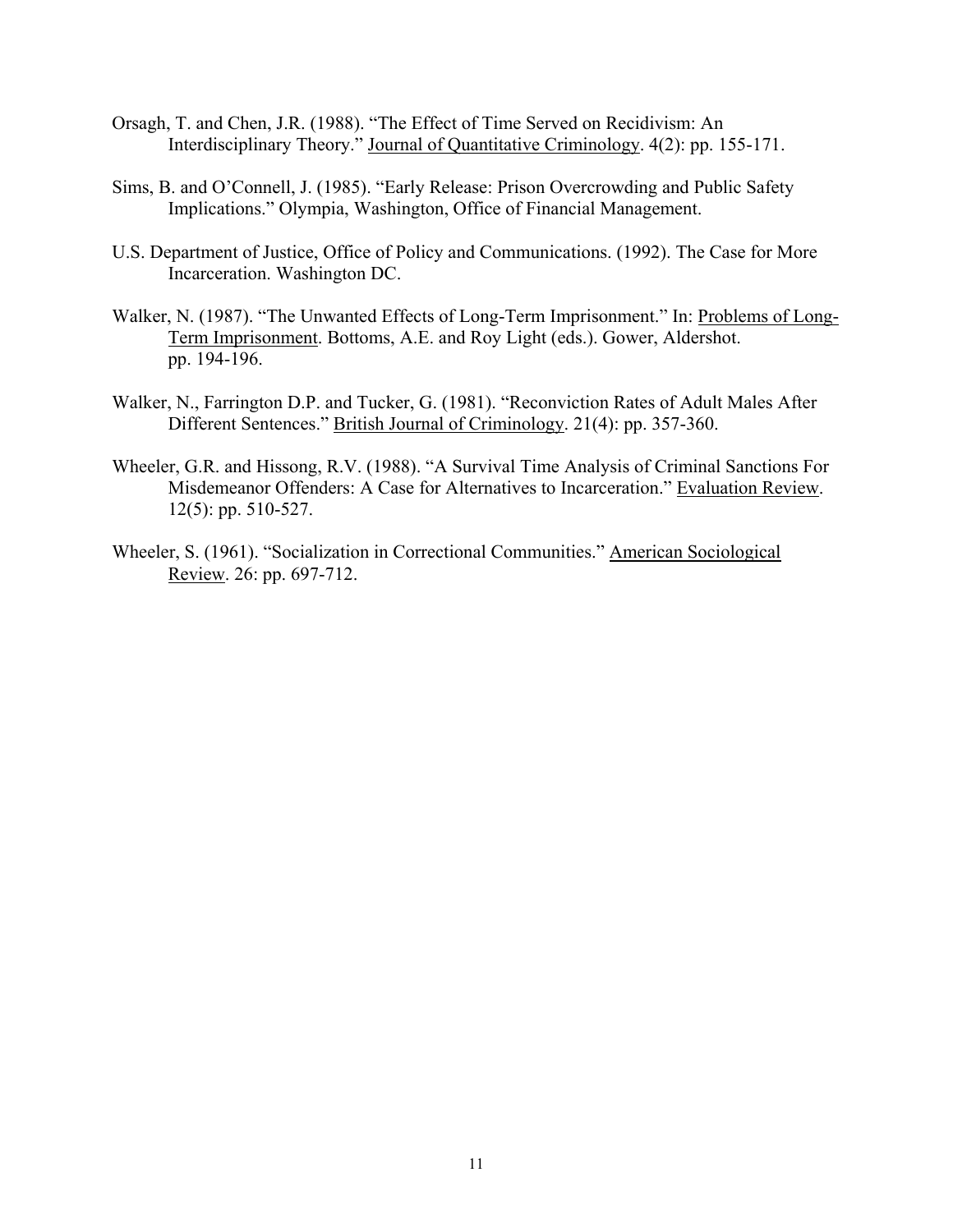Orsagh, T. and Chen, J.R. (1988). "The Effect of Time Served on Recidivism: An Interdisciplinary Theory." Journal of Quantitative Criminology. 4(2): pp. 155-171.

Sims, B. and O'Connell, J. (1985). "Early Release: Prison Overcrowding and Public Safety Implications." Olympia, Washington, Office of Financial Management.

U.S. Department of Justice, Office of Policy and Communications. (1992). The Case for More Incarceration. Washington DC.

Walker, N. (1987). "The Unwanted Effects of Long-Term Imprisonment." In: Problems of Long-Term Imprisonment. Bottoms, A.E. and Roy Light (eds.). Gower, Aldershot. pp. 194-196.

Walker, N., Farrington D.P. and Tucker, G. (1981). "Reconviction Rates of Adult Males After Different Sentences." British Journal of Criminology. 21(4): pp. 357-360.

Wheeler, G.R. and Hissong, R.V. (1988). "A Survival Time Analysis of Criminal Sanctions For Misdemeanor Offenders: A Case for Alternatives to Incarceration." Evaluation Review. 12(5): pp. 510-527.

Wheeler, S. (1961). "Socialization in Correctional Communities." American Sociological Review. 26: pp. 697-712.